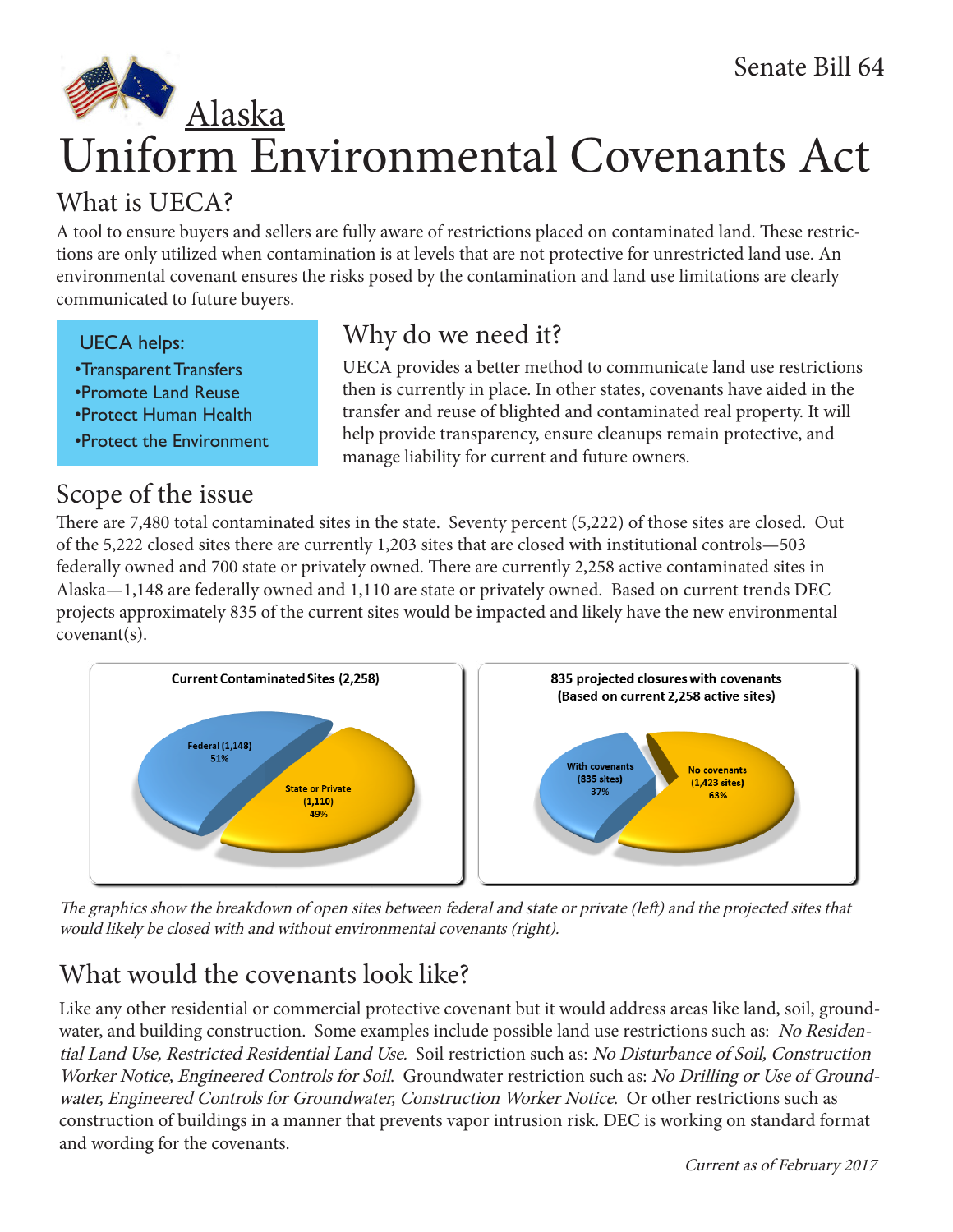Senate Bill 64

# Alaska
# Uniform Environmental Covenants Act

## What is UECA?

A tool to ensure buyers and sellers are fully aware of restrictions placed on contaminated land. These restrictions are only utilized when contamination is at levels that are not protective for unrestricted land use. An environmental covenant ensures the risks posed by the contamination and land use limitations are clearly communicated to future buyers.

UECA helps:

- Transparent Transfers
- Promote Land Reuse
- Protect Human Health
- Protect the Environment

## Why do we need it?

UECA provides a better method to communicate land use restrictions then is currently in place. In other states, covenants have aided in the transfer and reuse of blighted and contaminated real property. It will help provide transparency, ensure cleanups remain protective, and manage liability for current and future owners.

## Scope of the issue

There are 7,480 total contaminated sites in the state. Seventy percent (5,222) of those sites are closed. Out of the 5,222 closed sites there are currently 1,203 sites that are closed with institutional controls—503 federally owned and 700 state or privately owned. There are currently 2,258 active contaminated sites in Alaska—1,148 are federally owned and 1,110 are state or privately owned. Based on current trends DEC projects approximately 835 of the current sites would be impacted and likely have the new environmental covenant(s).

**Current Contaminated Sites (2,258)**

- Federal (1,148) 51%
- State or Private (1,110) 49%

**835 projected closures with covenants (Based on current 2,258 active sites)**

- With covenants (835 sites) 37%
- No covenants (1,423 sites) 63%

*The graphics show the breakdown of open sites between federal and state or private (left) and the projected sites that would likely be closed with and without environmental covenants (right).*

## What would the covenants look like?

Like any other residential or commercial protective covenant but it would address areas like land, soil, groundwater, and building construction. Some examples include possible land use restrictions such as: *No Residential Land Use, Restricted Residential Land Use.* Soil restriction such as: *No Disturbance of Soil, Construction Worker Notice, Engineered Controls for Soil.* Groundwater restriction such as: *No Drilling or Use of Groundwater, Engineered Controls for Groundwater, Construction Worker Notice.* Or other restrictions such as construction of buildings in a manner that prevents vapor intrusion risk. DEC is working on standard format and wording for the covenants.

*Current as of February 2017*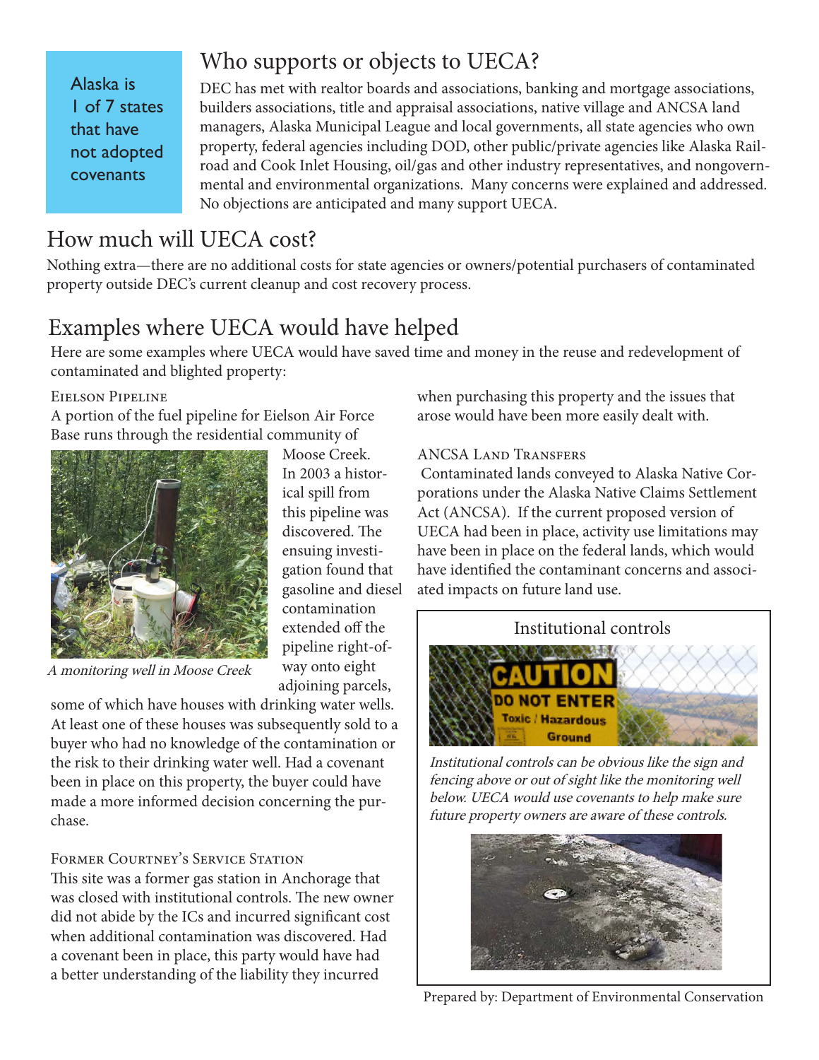Alaska is 1 of 7 states that have not adopted covenants

## Who supports or objects to UECA?

DEC has met with realtor boards and associations, banking and mortgage associations, builders associations, title and appraisal associations, native village and ANCSA land managers, Alaska Municipal League and local governments, all state agencies who own property, federal agencies including DOD, other public/private agencies like Alaska Railroad and Cook Inlet Housing, oil/gas and other industry representatives, and nongovernmental and environmental organizations. Many concerns were explained and addressed. No objections are anticipated and many support UECA.

## How much will UECA cost?

Nothing extra—there are no additional costs for state agencies or owners/potential purchasers of contaminated property outside DEC's current cleanup and cost recovery process.

## Examples where UECA would have helped

Here are some examples where UECA would have saved time and money in the reuse and redevelopment of contaminated and blighted property:

### Eielson Pipeline

A portion of the fuel pipeline for Eielson Air Force Base runs through the residential community of Moose Creek. In 2003 a historical spill from this pipeline was discovered. The ensuing investigation found that gasoline and diesel contamination extended off the pipeline right-of-way onto eight adjoining parcels, some of which have houses with drinking water wells. At least one of these houses was subsequently sold to a buyer who had no knowledge of the contamination or the risk to their drinking water well. Had a covenant been in place on this property, the buyer could have made a more informed decision concerning the purchase.

*A monitoring well in Moose Creek*

### Former Courtney's Service Station

This site was a former gas station in Anchorage that was closed with institutional controls. The new owner did not abide by the ICs and incurred significant cost when additional contamination was discovered. Had a covenant been in place, this party would have had a better understanding of the liability they incurred when purchasing this property and the issues that arose would have been more easily dealt with.

### ANCSA Land Transfers

Contaminated lands conveyed to Alaska Native Corporations under the Alaska Native Claims Settlement Act (ANCSA). If the current proposed version of UECA had been in place, activity use limitations may have been in place on the federal lands, which would have identified the contaminant concerns and associated impacts on future land use.

### Institutional controls

*Institutional controls can be obvious like the sign and fencing above or out of sight like the monitoring well below. UECA would use covenants to help make sure future property owners are aware of these controls.*

Prepared by: Department of Environmental Conservation